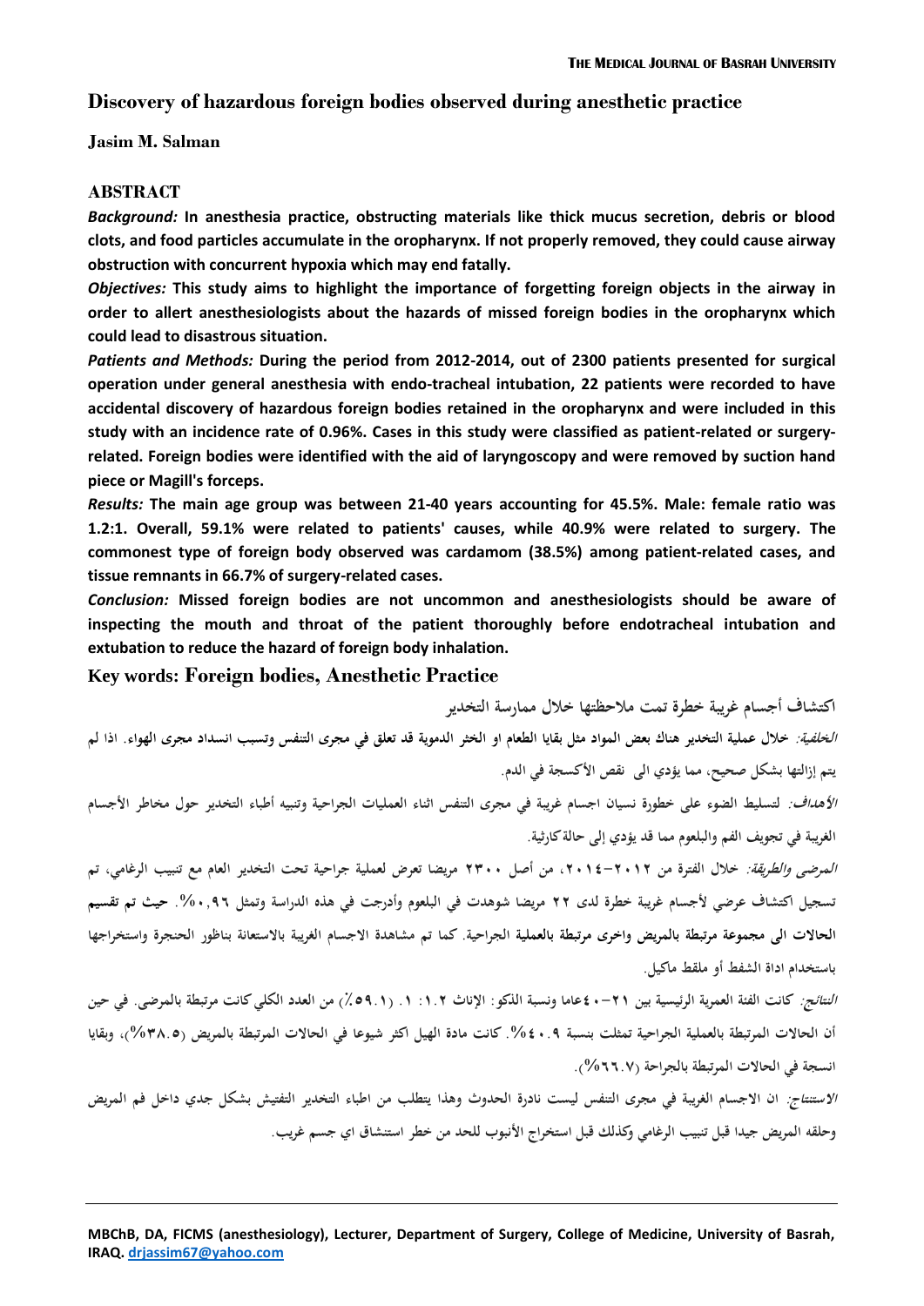# Discovery of hazardous foreign bodies observed during anesthetic practice

**Jasim M. Salman**

## ABSTRACT

***Background:*** **In anesthesia practice, obstructing materials like thick mucus secretion, debris or blood clots, and food particles accumulate in the oropharynx. If not properly removed, they could cause airway obstruction with concurrent hypoxia which may end fatally.**

***Objectives:*** **This study aims to highlight the importance of forgetting foreign objects in the airway in order to alert anesthesiologists about the hazards of missed foreign bodies in the oropharynx which could lead to disastrous situation.**

***Patients and Methods:*** **During the period from 2012-2014, out of 2300 patients presented for surgical operation under general anesthesia with endo-tracheal intubation, 22 patients were recorded to have accidental discovery of hazardous foreign bodies retained in the oropharynx and were included in this study with an incidence rate of 0.96%. Cases in this study were classified as patient-related or surgery-related. Foreign bodies were identified with the aid of laryngoscopy and were removed by suction hand piece or Magill's forceps.**

***Results:*** **The main age group was between 21-40 years accounting for 45.5%. Male: female ratio was 1.2:1. Overall, 59.1% were related to patients' causes, while 40.9% were related to surgery. The commonest type of foreign body observed was cardamom (38.5%) among patient-related cases, and tissue remnants in 66.7% of surgery-related cases.**

***Conclusion:*** **Missed foreign bodies are not uncommon and anesthesiologists should be aware of inspecting the mouth and throat of the patient thoroughly before endotracheal intubation and extubation to reduce the hazard of foreign body inhalation.**

**Key words: Foreign bodies, Anesthetic Practice**

**اكتشاف أجسام غريبة خطرة تمت ملاحظتها خلال ممارسة التخدير**

***الخلفية:*** **خلال عملية التخدير هناك بعض المواد مثل بقايا الطعام او الخثر الدموية قد تعلق في مجرى التنفس وتسبب انسداد مجرى الهواء. اذا لم يتم إزالتها بشكل صحيح، مما يؤدي الى نقص الأكسجة في الدم.**

***الأهداف:*** **لتسليط الضوء على خطورة نسيان اجسام غريبة في مجرى التنفس اثناء العمليات الجراحية وتنبيه أطباء التخدير حول مخاطر الأجسام الغريبة في تجويف الفم والبلعوم مما قد يؤدي إلى حالة كارثية.**

***المرضى والطريقة:*** **خلال الفترة من ٢٠١٢-٢٠١٤، من أصل ٢٣٠٠ مريضا تعرض لعملية جراحية تحت التخدير العام مع تنبيب الرغامي، تم تسجيل اكتشاف عرضي لأجسام غريبة خطرة لدى ٢٢ مريضا شوهدت في البلعوم وأدرجت في هذه الدراسة وتمثل ٠,٩٦%. حيث تم تقسيم الحالات الى مجموعة مرتبطة بالمريض واخرى مرتبطة بالعملية الجراحية. كما تم مشاهدة الاجسام الغريبة بالاستعانة بناظور الحنجرة واستخراجها باستخدام اداة الشفط أو ملقط ماكيل.**

***النتائج:*** **كانت الفئة العمرية الرئيسية بين ٢١-٤٠ عاما ونسبة الذكو: الإناث ١.٢: ١. (٥٩.١٪) من العدد الكلي كانت مرتبطة بالمرضى. في حين أن الحالات المرتبطة بالعملية الجراحية تمثلت بنسبة ٤٠.٩%. كانت مادة الهيل اكثر شيوعا في الحالات المرتبطة بالمريض (٣٨.٥%)، وبقايا انسجة في الحالات المرتبطة بالجراحة (٦٦.٧%).**

***الاستنتاج:*** **ان الاجسام الغريبة في مجرى التنفس ليست نادرة الحدوث وهذا يتطلب من اطباء التخدير التفتيش بشكل جدي داخل فم المريض وحلقه المريض جيدا قبل تنبيب الرغامي وكذلك قبل استخراج الأنبوب للحد من خطر استنشاق اي جسم غريب.**

---

MBChB, DA, FICMS (anesthesiology), Lecturer, Department of Surgery, College of Medicine, University of Basrah, IRAQ. drjassim67@yahoo.com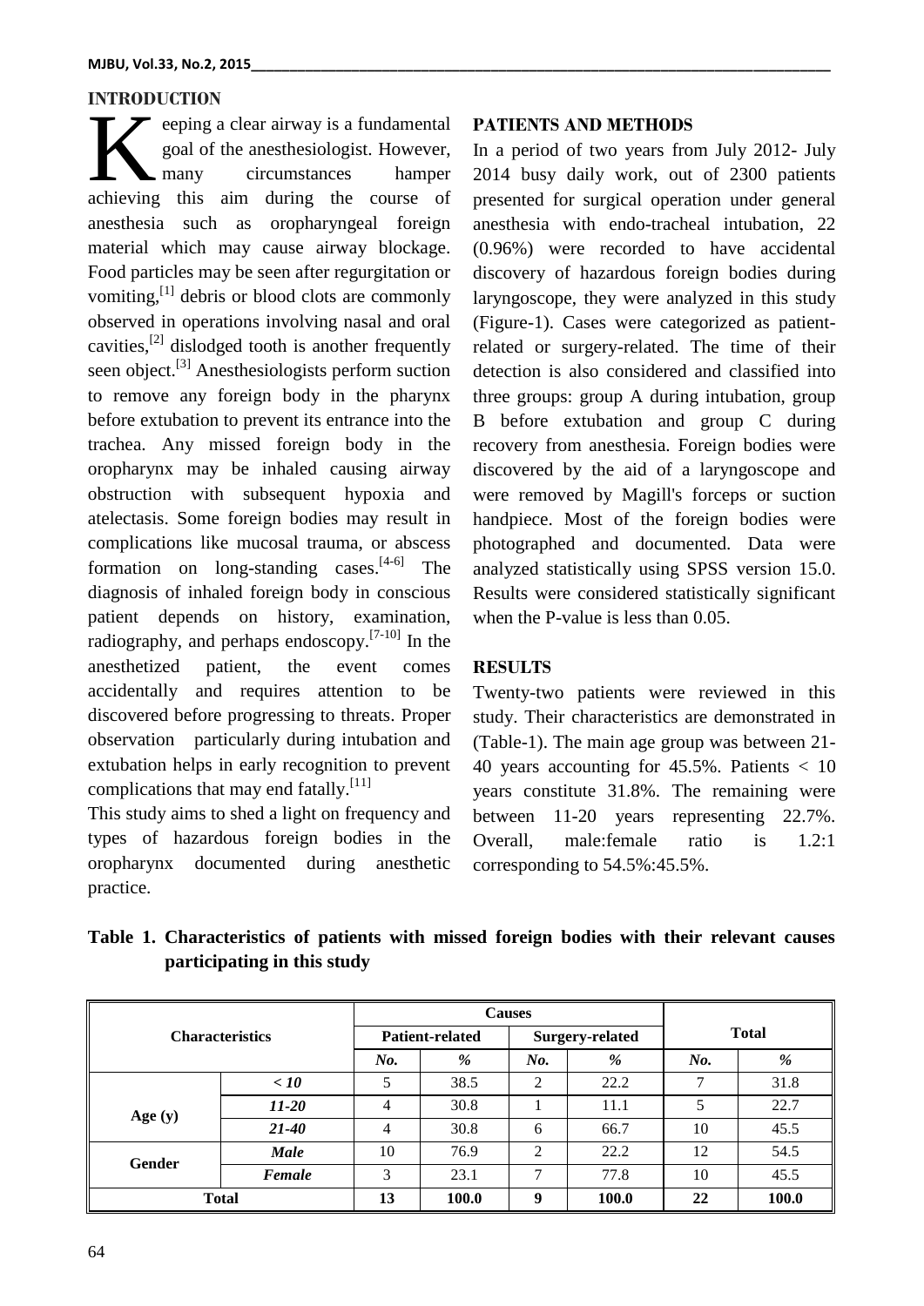## INTRODUCTION

Keeping a clear airway is a fundamental goal of the anesthesiologist. However, many circumstances hamper achieving this aim during the course of anesthesia such as oropharyngeal foreign material which may cause airway blockage. Food particles may be seen after regurgitation or vomiting,[1] debris or blood clots are commonly observed in operations involving nasal and oral cavities,[2] dislodged tooth is another frequently seen object.[3] Anesthesiologists perform suction to remove any foreign body in the pharynx before extubation to prevent its entrance into the trachea. Any missed foreign body in the oropharynx may be inhaled causing airway obstruction with subsequent hypoxia and atelectasis. Some foreign bodies may result in complications like mucosal trauma, or abscess formation on long-standing cases.[4-6] The diagnosis of inhaled foreign body in conscious patient depends on history, examination, radiography, and perhaps endoscopy.[7-10] In the anesthetized patient, the event comes accidentally and requires attention to be discovered before progressing to threats. Proper observation particularly during intubation and extubation helps in early recognition to prevent complications that may end fatally.[11]

This study aims to shed a light on frequency and types of hazardous foreign bodies in the oropharynx documented during anesthetic practice.

## PATIENTS AND METHODS

In a period of two years from July 2012- July 2014 busy daily work, out of 2300 patients presented for surgical operation under general anesthesia with endo-tracheal intubation, 22 (0.96%) were recorded to have accidental discovery of hazardous foreign bodies during laryngoscope, they were analyzed in this study (Figure-1). Cases were categorized as patient-related or surgery-related. The time of their detection is also considered and classified into three groups: group A during intubation, group B before extubation and group C during recovery from anesthesia. Foreign bodies were discovered by the aid of a laryngoscope and were removed by Magill's forceps or suction handpiece. Most of the foreign bodies were photographed and documented. Data were analyzed statistically using SPSS version 15.0. Results were considered statistically significant when the P-value is less than 0.05.

## RESULTS

Twenty-two patients were reviewed in this study. Their characteristics are demonstrated in (Table-1). The main age group was between 21-40 years accounting for 45.5%. Patients < 10 years constitute 31.8%. The remaining were between 11-20 years representing 22.7%. Overall, male:female ratio is 1.2:1 corresponding to 54.5%:45.5%.

**Table 1. Characteristics of patients with missed foreign bodies with their relevant causes participating in this study**

| Characteristics | | Causes | | | | Total | |
|---|---|---|---|---|---|---|---|
| | | Patient-related | | Surgery-related | | | |
| | | No. | % | No. | % | No. | % |
| Age (y) | < 10 | 5 | 38.5 | 2 | 22.2 | 7 | 31.8 |
| | 11-20 | 4 | 30.8 | 1 | 11.1 | 5 | 22.7 |
| | 21-40 | 4 | 30.8 | 6 | 66.7 | 10 | 45.5 |
| Gender | Male | 10 | 76.9 | 2 | 22.2 | 12 | 54.5 |
| | Female | 3 | 23.1 | 7 | 77.8 | 10 | 45.5 |
| Total | | 13 | 100.0 | 9 | 100.0 | 22 | 100.0 |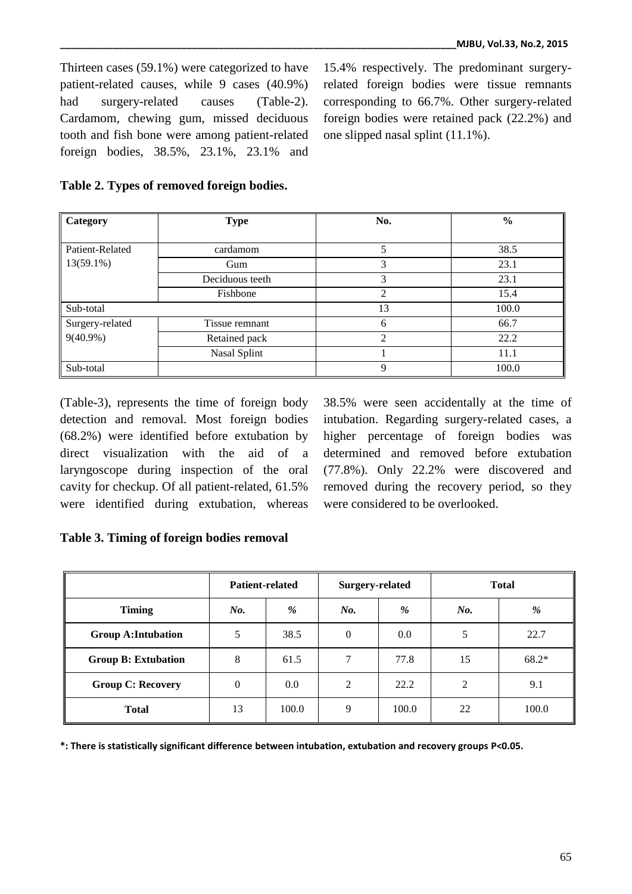Thirteen cases (59.1%) were categorized to have patient-related causes, while 9 cases (40.9%) had surgery-related causes (Table-2). Cardamom, chewing gum, missed deciduous tooth and fish bone were among patient-related foreign bodies, 38.5%, 23.1%, 23.1% and 15.4% respectively. The predominant surgery-related foreign bodies were tissue remnants corresponding to 66.7%. Other surgery-related foreign bodies were retained pack (22.2%) and one slipped nasal splint (11.1%).

**Table 2. Types of removed foreign bodies.**

| Category | Type | No. | % |
|---|---|---|---|
| Patient-Related 13(59.1%) | cardamom | 5 | 38.5 |
| | Gum | 3 | 23.1 |
| | Deciduous teeth | 3 | 23.1 |
| | Fishbone | 2 | 15.4 |
| Sub-total | | 13 | 100.0 |
| Surgery-related 9(40.9%) | Tissue remnant | 6 | 66.7 |
| | Retained pack | 2 | 22.2 |
| | Nasal Splint | 1 | 11.1 |
| Sub-total | | 9 | 100.0 |

(Table-3), represents the time of foreign body detection and removal. Most foreign bodies (68.2%) were identified before extubation by direct visualization with the aid of a laryngoscope during inspection of the oral cavity for checkup. Of all patient-related, 61.5% were identified during extubation, whereas 38.5% were seen accidentally at the time of intubation. Regarding surgery-related cases, a higher percentage of foreign bodies was determined and removed before extubation (77.8%). Only 22.2% were discovered and removed during the recovery period, so they were considered to be overlooked.

**Table 3. Timing of foreign bodies removal**

| | Patient-related | | Surgery-related | | Total | |
|---|---|---|---|---|---|---|
| **Timing** | ***No.*** | ***%*** | ***No.*** | ***%*** | ***No.*** | ***%*** |
| **Group A:Intubation** | 5 | 38.5 | 0 | 0.0 | 5 | 22.7 |
| **Group B: Extubation** | 8 | 61.5 | 7 | 77.8 | 15 | 68.2* |
| **Group C: Recovery** | 0 | 0.0 | 2 | 22.2 | 2 | 9.1 |
| **Total** | 13 | 100.0 | 9 | 100.0 | 22 | 100.0 |

**\*: There is statistically significant difference between intubation, extubation and recovery groups P<0.05.**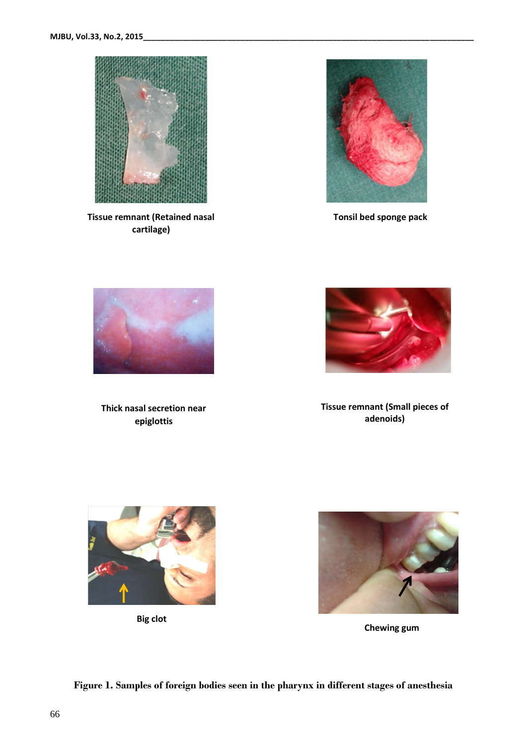Tissue remnant (Retained nasal cartilage)

Tonsil bed sponge pack

Thick nasal secretion near epiglottis

Tissue remnant (Small pieces of adenoids)

Big clot

Chewing gum

**Figure 1. Samples of foreign bodies seen in the pharynx in different stages of anesthesia**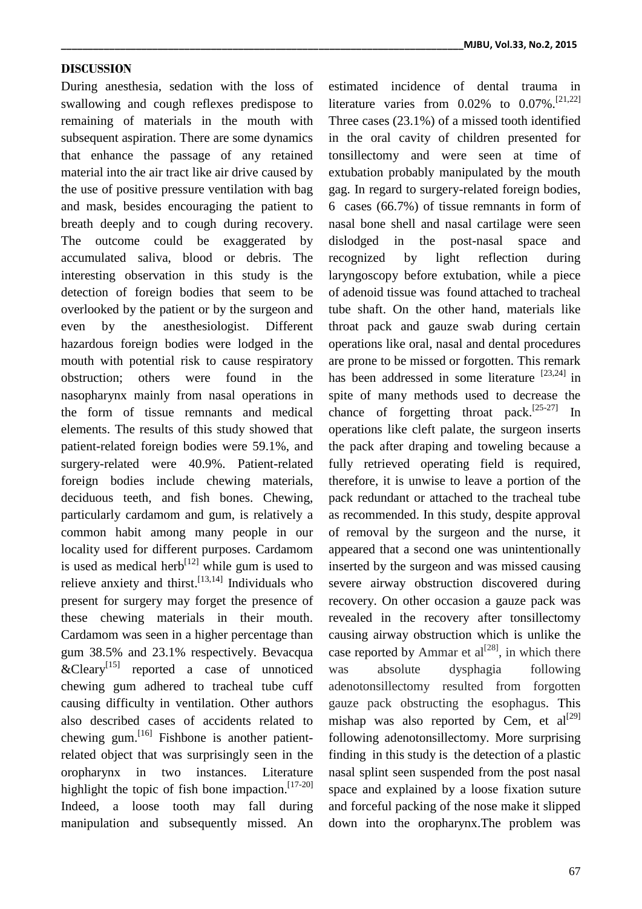## DISCUSSION

During anesthesia, sedation with the loss of swallowing and cough reflexes predispose to remaining of materials in the mouth with subsequent aspiration. There are some dynamics that enhance the passage of any retained material into the air tract like air drive caused by the use of positive pressure ventilation with bag and mask, besides encouraging the patient to breath deeply and to cough during recovery. The outcome could be exaggerated by accumulated saliva, blood or debris. The interesting observation in this study is the detection of foreign bodies that seem to be overlooked by the patient or by the surgeon and even by the anesthesiologist. Different hazardous foreign bodies were lodged in the mouth with potential risk to cause respiratory obstruction; others were found in the nasopharynx mainly from nasal operations in the form of tissue remnants and medical elements. The results of this study showed that patient-related foreign bodies were 59.1%, and surgery-related were 40.9%. Patient-related foreign bodies include chewing materials, deciduous teeth, and fish bones. Chewing, particularly cardamom and gum, is relatively a common habit among many people in our locality used for different purposes. Cardamom is used as medical herb[12] while gum is used to relieve anxiety and thirst.[13,14] Individuals who present for surgery may forget the presence of these chewing materials in their mouth. Cardamom was seen in a higher percentage than gum 38.5% and 23.1% respectively. Bevacqua &Cleary[15] reported a case of unnoticed chewing gum adhered to tracheal tube cuff causing difficulty in ventilation. Other authors also described cases of accidents related to chewing gum.[16] Fishbone is another patient-related object that was surprisingly seen in the oropharynx in two instances. Literature highlight the topic of fish bone impaction.[17-20] Indeed, a loose tooth may fall during manipulation and subsequently missed. An estimated incidence of dental trauma in literature varies from 0.02% to 0.07%.[21,22] Three cases (23.1%) of a missed tooth identified in the oral cavity of children presented for tonsillectomy and were seen at time of extubation probably manipulated by the mouth gag. In regard to surgery-related foreign bodies, 6 cases (66.7%) of tissue remnants in form of nasal bone shell and nasal cartilage were seen dislodged in the post-nasal space and recognized by light reflection during laryngoscopy before extubation, while a piece of adenoid tissue was found attached to tracheal tube shaft. On the other hand, materials like throat pack and gauze swab during certain operations like oral, nasal and dental procedures are prone to be missed or forgotten. This remark has been addressed in some literature [23,24] in spite of many methods used to decrease the chance of forgetting throat pack.[25-27] In operations like cleft palate, the surgeon inserts the pack after draping and toweling because a fully retrieved operating field is required, therefore, it is unwise to leave a portion of the pack redundant or attached to the tracheal tube as recommended. In this study, despite approval of removal by the surgeon and the nurse, it appeared that a second one was unintentionally inserted by the surgeon and was missed causing severe airway obstruction discovered during recovery. On other occasion a gauze pack was revealed in the recovery after tonsillectomy causing airway obstruction which is unlike the case reported by Ammar et al[28], in which there was absolute dysphagia following adenotonsillectomy resulted from forgotten gauze pack obstructing the esophagus. This mishap was also reported by Cem, et al[29] following adenotonsillectomy. More surprising finding in this study is the detection of a plastic nasal splint seen suspended from the post nasal space and explained by a loose fixation suture and forceful packing of the nose make it slipped down into the oropharynx.The problem was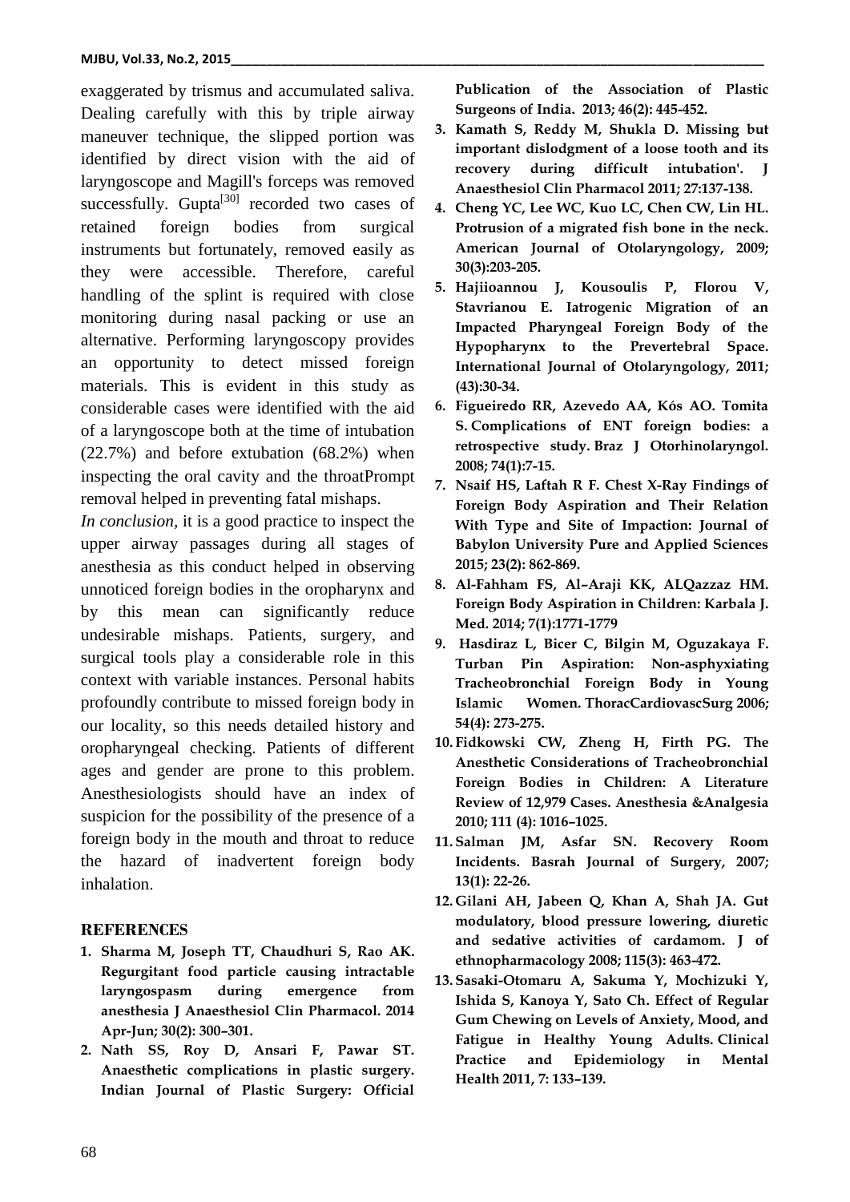exaggerated by trismus and accumulated saliva. Dealing carefully with this by triple airway maneuver technique, the slipped portion was identified by direct vision with the aid of laryngoscope and Magill's forceps was removed successfully. Gupta[30] recorded two cases of retained foreign bodies from surgical instruments but fortunately, removed easily as they were accessible. Therefore, careful handling of the splint is required with close monitoring during nasal packing or use an alternative. Performing laryngoscopy provides an opportunity to detect missed foreign materials. This is evident in this study as considerable cases were identified with the aid of a laryngoscope both at the time of intubation (22.7%) and before extubation (68.2%) when inspecting the oral cavity and the throatPrompt removal helped in preventing fatal mishaps.

*In conclusion*, it is a good practice to inspect the upper airway passages during all stages of anesthesia as this conduct helped in observing unnoticed foreign bodies in the oropharynx and by this mean can significantly reduce undesirable mishaps. Patients, surgery, and surgical tools play a considerable role in this context with variable instances. Personal habits profoundly contribute to missed foreign body in our locality, so this needs detailed history and oropharyngeal checking. Patients of different ages and gender are prone to this problem. Anesthesiologists should have an index of suspicion for the possibility of the presence of a foreign body in the mouth and throat to reduce the hazard of inadvertent foreign body inhalation.

## REFERENCES

1. **Sharma M, Joseph TT, Chaudhuri S, Rao AK. Regurgitant food particle causing intractable laryngospasm during emergence from anesthesia J Anaesthesiol Clin Pharmacol. 2014 Apr-Jun; 30(2): 300–301.**
2. **Nath SS, Roy D, Ansari F, Pawar ST. Anaesthetic complications in plastic surgery. Indian Journal of Plastic Surgery: Official Publication of the Association of Plastic Surgeons of India. 2013; 46(2): 445-452.**
3. **Kamath S, Reddy M, Shukla D. Missing but important dislodgment of a loose tooth and its recovery during difficult intubation'. J Anaesthesiol Clin Pharmacol 2011; 27:137-138.**
4. **Cheng YC, Lee WC, Kuo LC, Chen CW, Lin HL. Protrusion of a migrated fish bone in the neck. American Journal of Otolaryngology, 2009; 30(3):203-205.**
5. **Hajiioannou J, Kousoulis P, Florou V, Stavrianou E. Iatrogenic Migration of an Impacted Pharyngeal Foreign Body of the Hypopharynx to the Prevertebral Space. International Journal of Otolaryngology, 2011; (43):30-34.**
6. **Figueiredo RR, Azevedo AA, Kós AO. Tomita S. Complications of ENT foreign bodies: a retrospective study. Braz J Otorhinolaryngol. 2008; 74(1):7-15.**
7. **Nsaif HS, Laftah R F. Chest X-Ray Findings of Foreign Body Aspiration and Their Relation With Type and Site of Impaction: Journal of Babylon University Pure and Applied Sciences 2015; 23(2): 862-869.**
8. **Al-Fahham FS, Al–Araji KK, ALQazzaz HM. Foreign Body Aspiration in Children: Karbala J. Med. 2014; 7(1):1771-1779**
9. **Hasdiraz L, Bicer C, Bilgin M, Oguzakaya F. Turban Pin Aspiration: Non-asphyxiating Tracheobronchial Foreign Body in Young Islamic Women. ThoracCardiovascSurg 2006; 54(4): 273-275.**
10. **Fidkowski CW, Zheng H, Firth PG. The Anesthetic Considerations of Tracheobronchial Foreign Bodies in Children: A Literature Review of 12,979 Cases. Anesthesia &Analgesia 2010; 111 (4): 1016–1025.**
11. **Salman JM, Asfar SN. Recovery Room Incidents. Basrah Journal of Surgery, 2007; 13(1): 22-26.**
12. **Gilani AH, Jabeen Q, Khan A, Shah JA. Gut modulatory, blood pressure lowering, diuretic and sedative activities of cardamom. J of ethnopharmacology 2008; 115(3): 463-472.**
13. **Sasaki-Otomaru A, Sakuma Y, Mochizuki Y, Ishida S, Kanoya Y, Sato Ch. Effect of Regular Gum Chewing on Levels of Anxiety, Mood, and Fatigue in Healthy Young Adults. Clinical Practice and Epidemiology in Mental Health 2011, 7: 133–139.**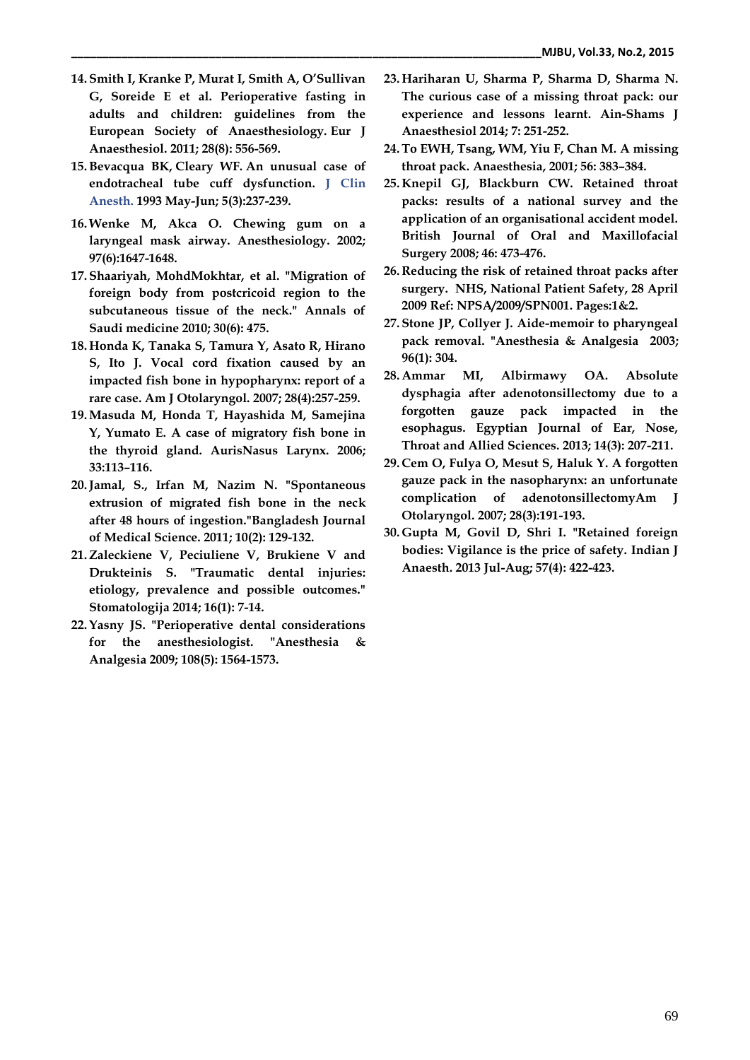14. Smith I, Kranke P, Murat I, Smith A, O'Sullivan G, Soreide E et al. Perioperative fasting in adults and children: guidelines from the European Society of Anaesthesiology. Eur J Anaesthesiol. 2011; 28(8): 556-569.
15. Bevacqua BK, Cleary WF. An unusual case of endotracheal tube cuff dysfunction. J Clin Anesth. 1993 May-Jun; 5(3):237-239.
16. Wenke M, Akca O. Chewing gum on a laryngeal mask airway. Anesthesiology. 2002; 97(6):1647-1648.
17. Shaariyah, MohdMokhtar, et al. "Migration of foreign body from postcricoid region to the subcutaneous tissue of the neck." Annals of Saudi medicine 2010; 30(6): 475.
18. Honda K, Tanaka S, Tamura Y, Asato R, Hirano S, Ito J. Vocal cord fixation caused by an impacted fish bone in hypopharynx: report of a rare case. Am J Otolaryngol. 2007; 28(4):257-259.
19. Masuda M, Honda T, Hayashida M, Samejina Y, Yumato E. A case of migratory fish bone in the thyroid gland. AurisNasus Larynx. 2006; 33:113–116.
20. Jamal, S., Irfan M, Nazim N. "Spontaneous extrusion of migrated fish bone in the neck after 48 hours of ingestion."Bangladesh Journal of Medical Science. 2011; 10(2): 129-132.
21. Zaleckiene V, Peciuliene V, Brukiene V and Drukteinis S. "Traumatic dental injuries: etiology, prevalence and possible outcomes." Stomatologija 2014; 16(1): 7-14.
22. Yasny JS. "Perioperative dental considerations for the anesthesiologist. "Anesthesia & Analgesia 2009; 108(5): 1564-1573.
23. Hariharan U, Sharma P, Sharma D, Sharma N. The curious case of a missing throat pack: our experience and lessons learnt. Ain-Shams J Anaesthesiol 2014; 7: 251-252.
24. To EWH, Tsang, WM, Yiu F, Chan M. A missing throat pack. Anaesthesia, 2001; 56: 383–384.
25. Knepil GJ, Blackburn CW. Retained throat packs: results of a national survey and the application of an organisational accident model. British Journal of Oral and Maxillofacial Surgery 2008; 46: 473-476.
26. Reducing the risk of retained throat packs after surgery. NHS, National Patient Safety, 28 April 2009 Ref: NPSA/2009/SPN001. Pages:1&2.
27. Stone JP, Collyer J. Aide-memoir to pharyngeal pack removal. "Anesthesia & Analgesia 2003; 96(1): 304.
28. Ammar MI, Albirmawy OA. Absolute dysphagia after adenotonsillectomy due to a forgotten gauze pack impacted in the esophagus. Egyptian Journal of Ear, Nose, Throat and Allied Sciences. 2013; 14(3): 207-211.
29. Cem O, Fulya O, Mesut S, Haluk Y. A forgotten gauze pack in the nasopharynx: an unfortunate complication of adenotonsillectomyAm J Otolaryngol. 2007; 28(3):191-193.
30. Gupta M, Govil D, Shri I. "Retained foreign bodies: Vigilance is the price of safety. Indian J Anaesth. 2013 Jul-Aug; 57(4): 422-423.